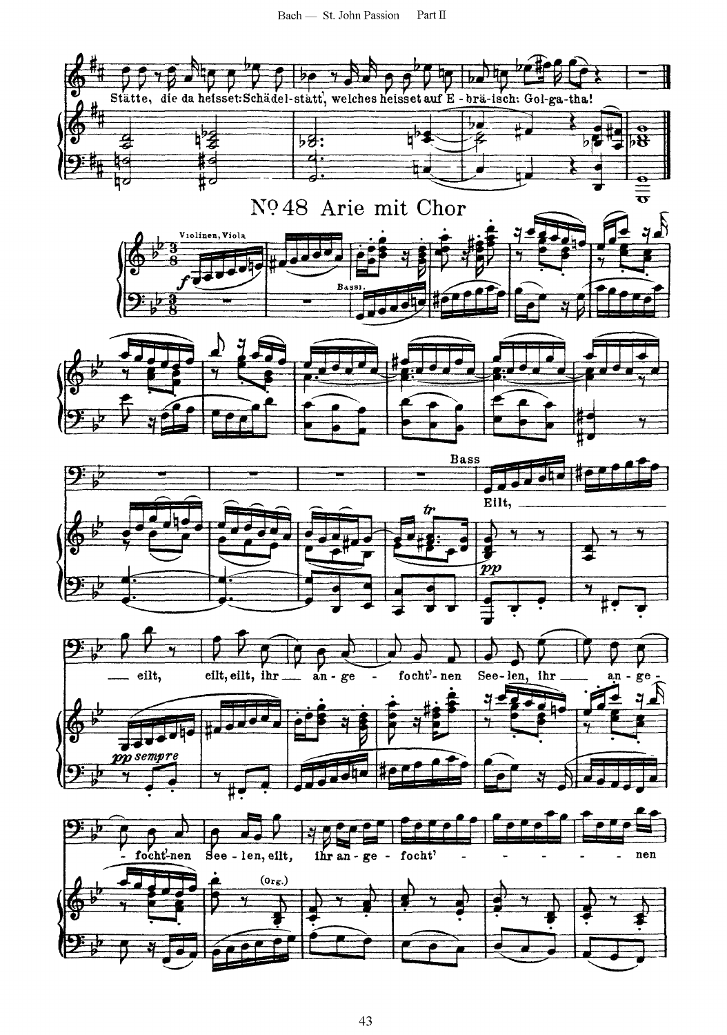Stätte, die da heisset: Schädel-stätt', welches heisset auf E-brä-isch: Gol-ga-tha!

## Nº 48 Arie mit Chor

Violinen, Viola

*f*

Bassi.

Bass

*pp*

*tr*

Eilt, eilt, eilt, eilt, ihr an-ge-focht'-nen See-len, ihr an-ge-focht'-nen See-len, eilt, ihr an-ge-focht'-nen

*pp sempre*

(Org.)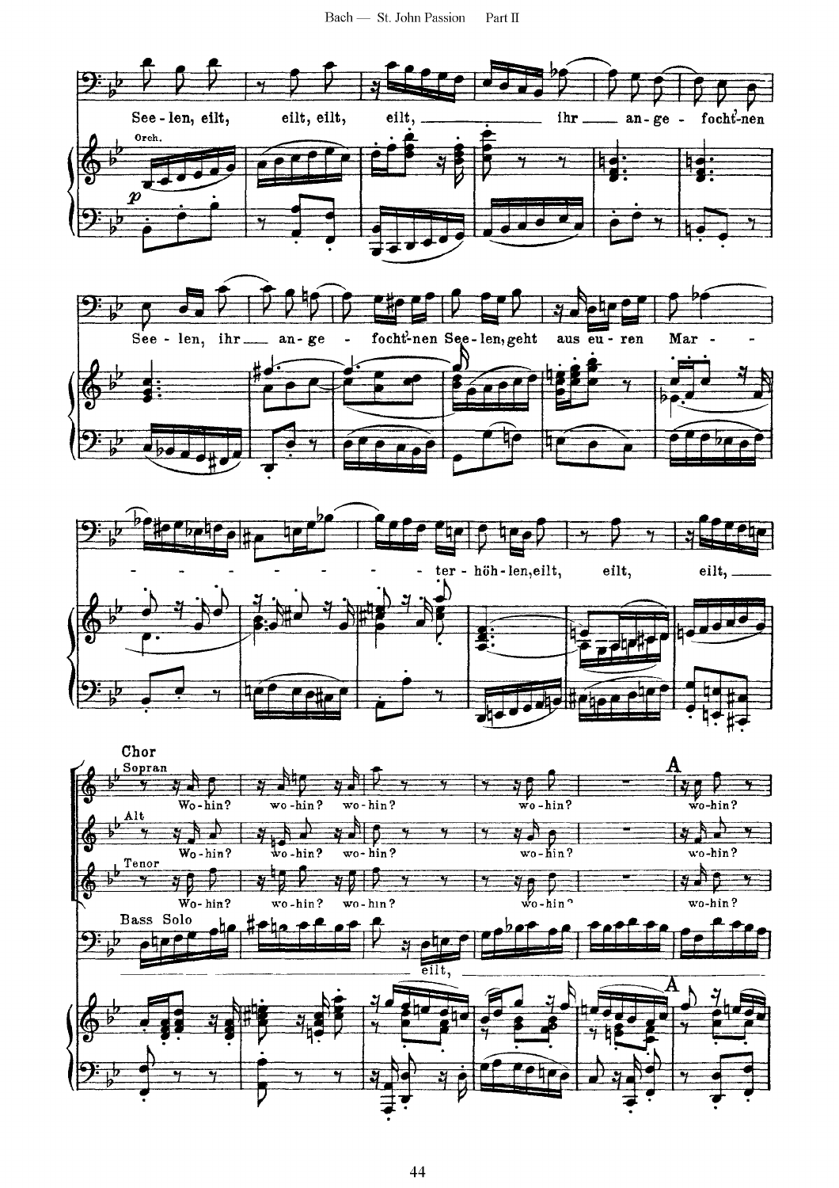See-len, eilt, eilt, eilt, eilt, ihr an-ge-focht-nen

Orch.

*p*

See-len, ihr an-ge-focht-nen See-len, geht aus eu-ren Mar-

-ter-höh-len, eilt, eilt, eilt,

**Chor**

Sopran

Wo-hin? wo-hin? wo-hin? wo-hin? wo-hin?

Alt

Wo-hin? wo-hin? wo-hin? wo-hin? wo-hin?

Tenor

Wo-hin? wo-hin? wo-hin? wo-hin? wo-hin?

Bass Solo

eilt,

**A**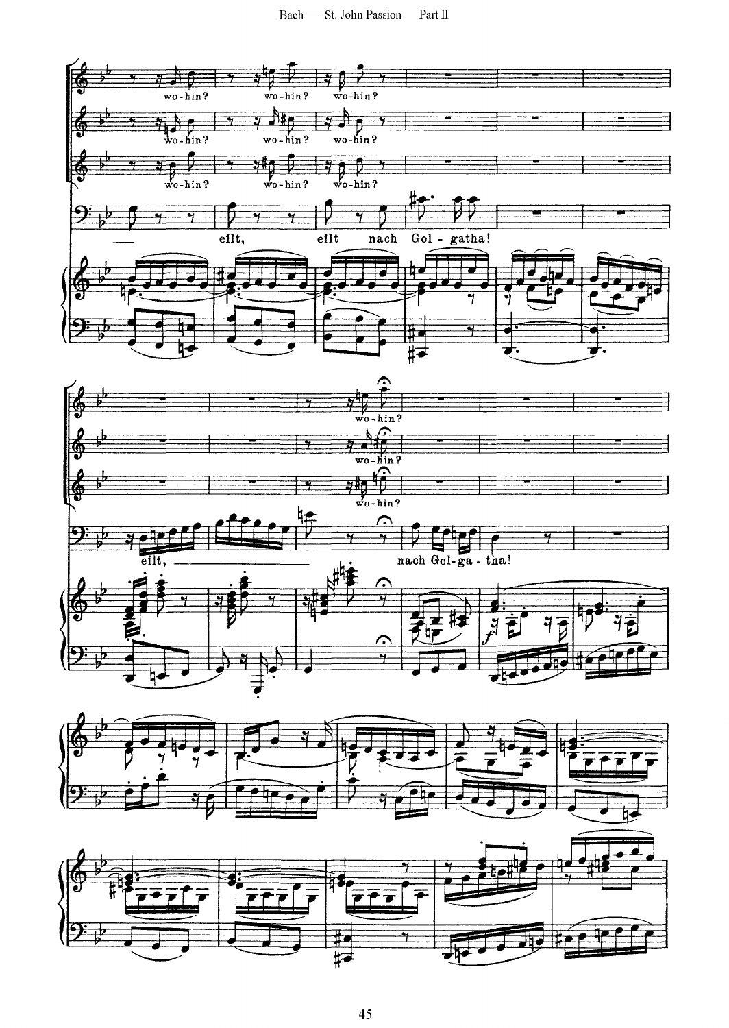wo-hin? wo-hin? wo-hin?

wo-hin? wo-hin? wo-hin?

wo-hin? wo-hin? wo-hin?

eilt, eilt nach Gol-gatha!

wo-hin?

wo-hin?

wo-hin?

eilt, nach Gol-ga-tha!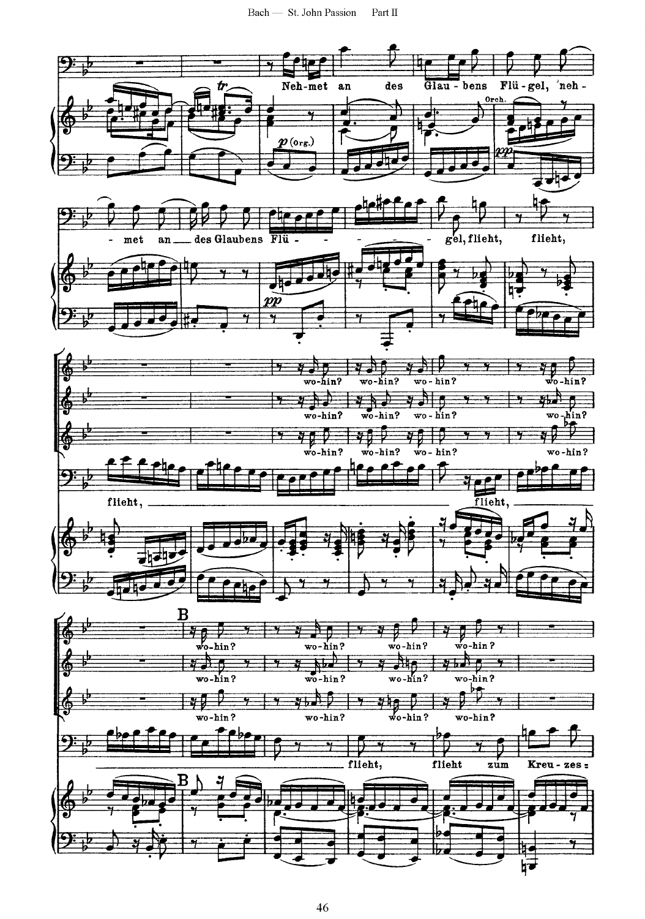Neh-met an des Glau-bens Flü-gel, neh-met an des Glaubens Flü-gel, flieht, flieht,

wo-hin? wo-hin? wo-hin? wo-hin?

flieht, flieht,

**B**

wo-hin? wo-hin? wo-hin? wo-hin?

flieht, flieht zum Kreu-zes-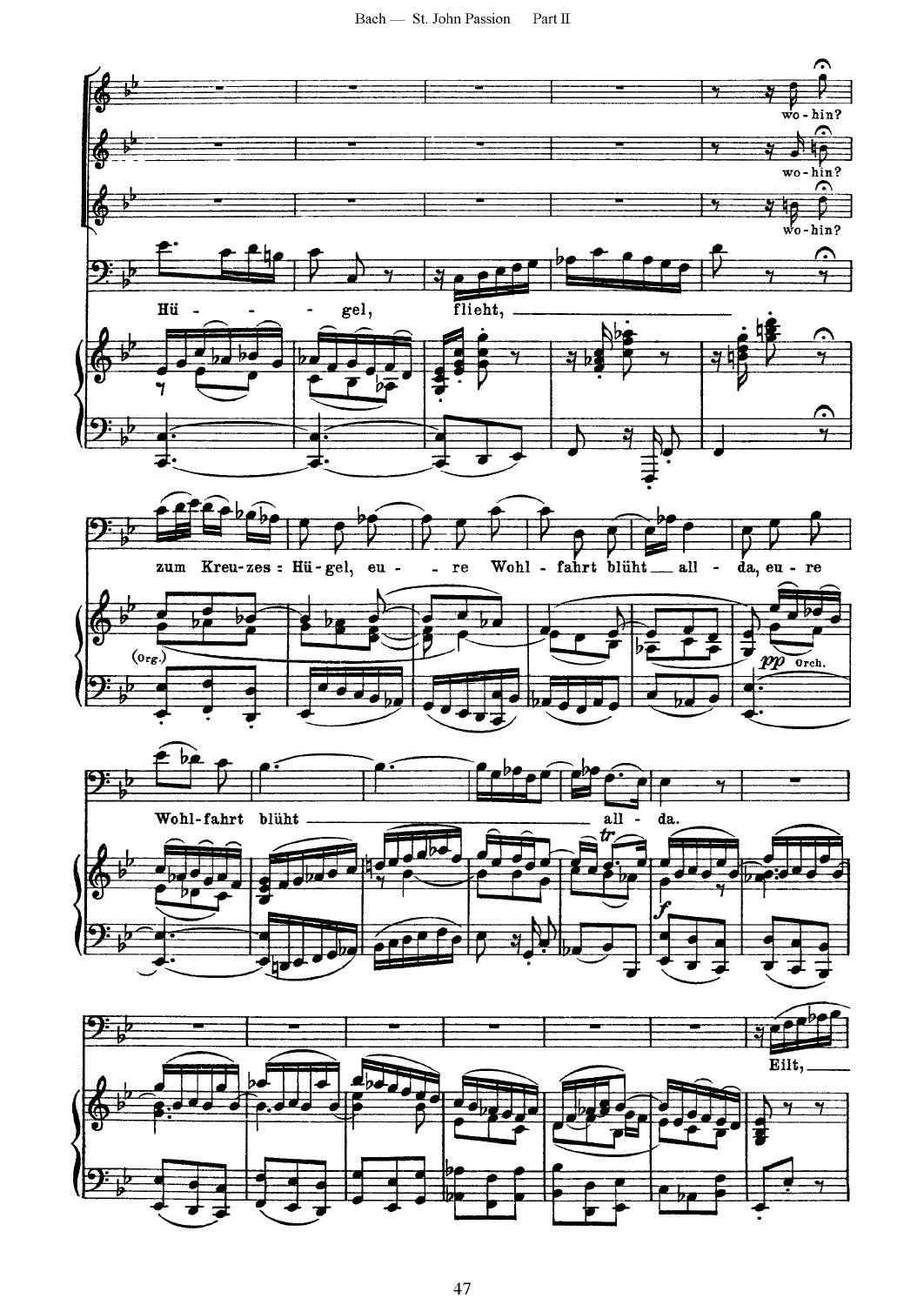wo-hin?

wo-hin?

wo-hin?

Hü - - gel, flieht,

zum Kreu-zes-Hü-gel, eu - re Wohl-fahrt blüht all - da, eu-re

Wohl-fahrt blüht all - da.

(Org.)

*pp* Orch.

*tr*

*f*

Eilt,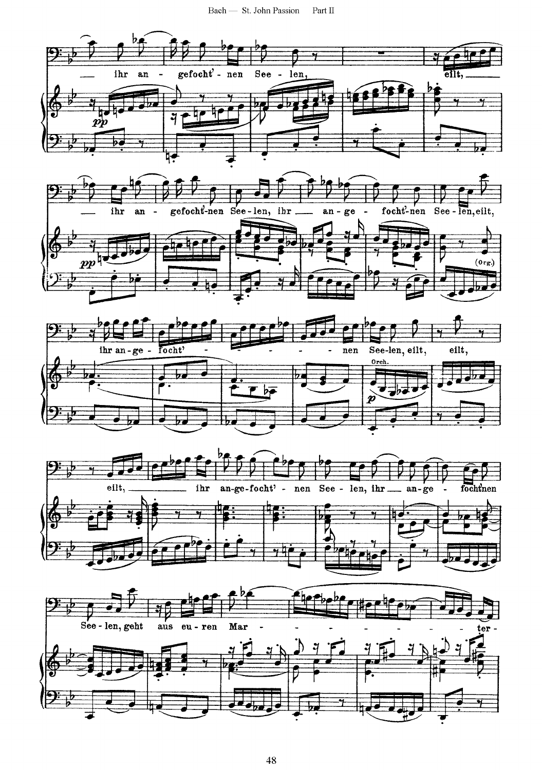ihr an - gefocht' - nen See - len, eilt,

*pp*

ihr an - gefocht' - nen See - len, ihr an - ge - focht' - nen See - len, eilt,

*pp*

(Org.)

ihr an - ge - focht' - nen See - len, eilt, eilt,

Orch.

*p*

eilt, ihr an - ge - focht' - nen See - len, ihr an - ge - focht' - nen

See - len, geht aus eu - ren Mar - ter -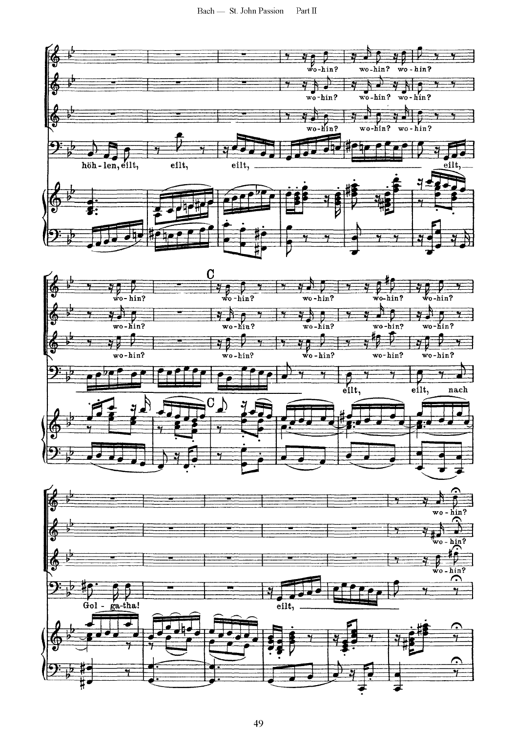wo-hin? wo-hin? wo-hin?

wo-hin? wo-hin? wo-hin?

wo-hin? wo-hin? wo-hin?

höh-len, eilt, eilt, eilt, eilt,

**C**

wo-hin? wo-hin? wo-hin? wo-hin? wo-hin?

wo-hin? wo-hin? wo-hin? wo-hin? wo-hin?

wo-hin? wo-hin? wo-hin? wo-hin? wo-hin?

eilt, eilt, nach

**C**

wo-hin?

wo-hin?

wo-hin?

Gol-ga-tha! eilt,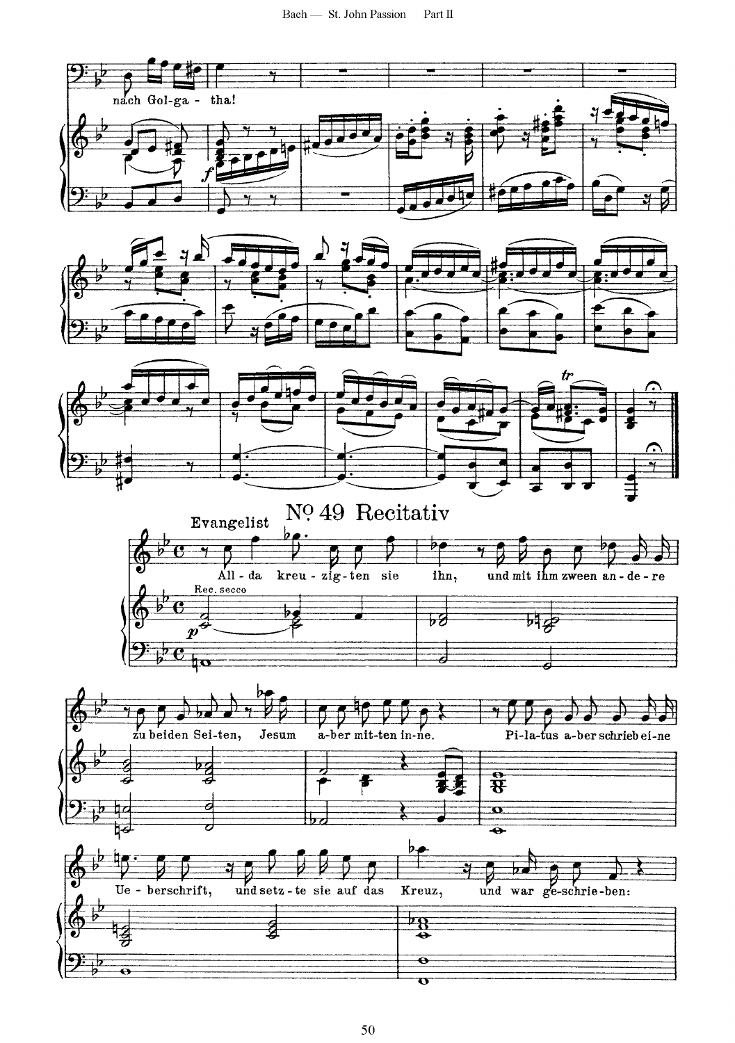nach Gol-ga - tha!

## № 49 Recitativ

Evangelist

Rec. secco

All-da kreu-zig-ten sie ihn, und mit ihm zween an-de-re zu beiden Sei-ten, Jesum a-ber mit-ten in-ne. Pi-la-tus a-ber schrieb ei-ne Ue-berschrift, und setz-te sie auf das Kreuz, und war ge-schrie-ben: